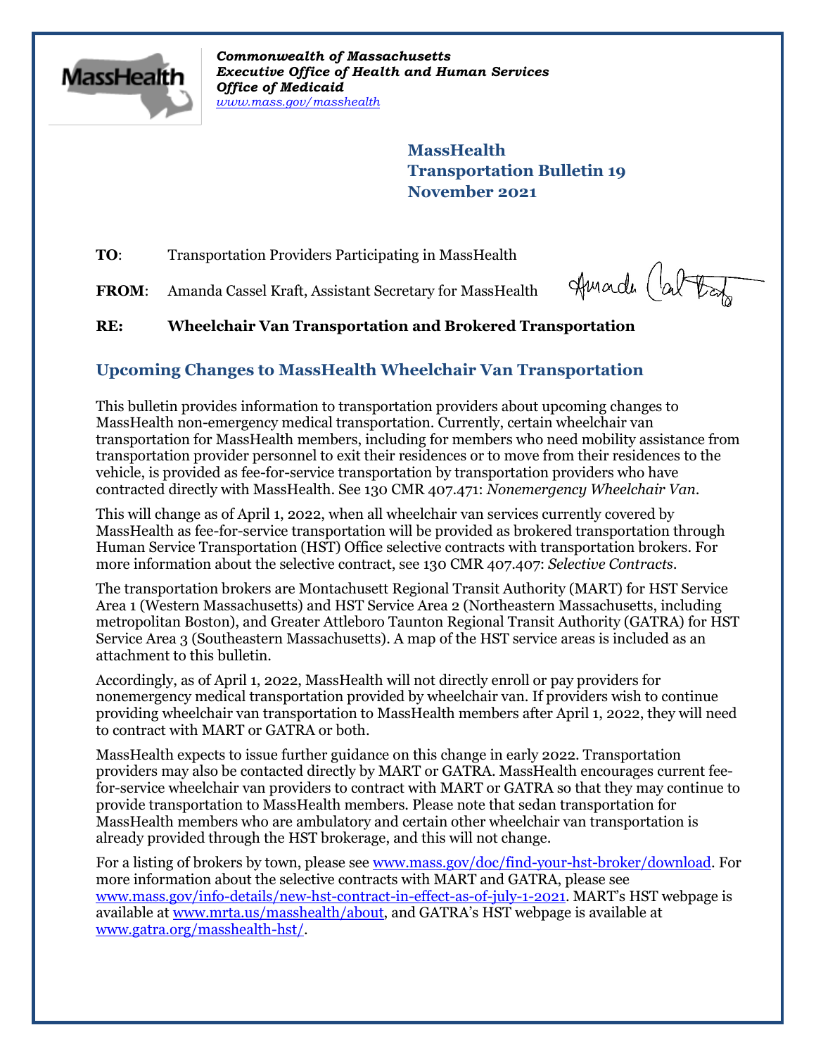*Commonwealth of Massachusetts*
***Executive Office of Health and Human Services***
***Office of Medicaid***
*www.mass.gov/masshealth*

**MassHealth**
**Transportation Bulletin 19**
**November 2021**

**TO**: Transportation Providers Participating in MassHealth

**FROM**: Amanda Cassel Kraft, Assistant Secretary for MassHealth

**RE: Wheelchair Van Transportation and Brokered Transportation**

## Upcoming Changes to MassHealth Wheelchair Van Transportation

This bulletin provides information to transportation providers about upcoming changes to MassHealth non-emergency medical transportation. Currently, certain wheelchair van transportation for MassHealth members, including for members who need mobility assistance from transportation provider personnel to exit their residences or to move from their residences to the vehicle, is provided as fee-for-service transportation by transportation providers who have contracted directly with MassHealth. See 130 CMR 407.471: *Nonemergency Wheelchair Van*.

This will change as of April 1, 2022, when all wheelchair van services currently covered by MassHealth as fee-for-service transportation will be provided as brokered transportation through Human Service Transportation (HST) Office selective contracts with transportation brokers. For more information about the selective contract, see 130 CMR 407.407: *Selective Contracts*.

The transportation brokers are Montachusett Regional Transit Authority (MART) for HST Service Area 1 (Western Massachusetts) and HST Service Area 2 (Northeastern Massachusetts, including metropolitan Boston), and Greater Attleboro Taunton Regional Transit Authority (GATRA) for HST Service Area 3 (Southeastern Massachusetts). A map of the HST service areas is included as an attachment to this bulletin.

Accordingly, as of April 1, 2022, MassHealth will not directly enroll or pay providers for nonemergency medical transportation provided by wheelchair van. If providers wish to continue providing wheelchair van transportation to MassHealth members after April 1, 2022, they will need to contract with MART or GATRA or both.

MassHealth expects to issue further guidance on this change in early 2022. Transportation providers may also be contacted directly by MART or GATRA. MassHealth encourages current fee-for-service wheelchair van providers to contract with MART or GATRA so that they may continue to provide transportation to MassHealth members. Please note that sedan transportation for MassHealth members who are ambulatory and certain other wheelchair van transportation is already provided through the HST brokerage, and this will not change.

For a listing of brokers by town, please see www.mass.gov/doc/find-your-hst-broker/download. For more information about the selective contracts with MART and GATRA, please see www.mass.gov/info-details/new-hst-contract-in-effect-as-of-july-1-2021. MART's HST webpage is available at www.mrta.us/masshealth/about, and GATRA's HST webpage is available at www.gatra.org/masshealth-hst/.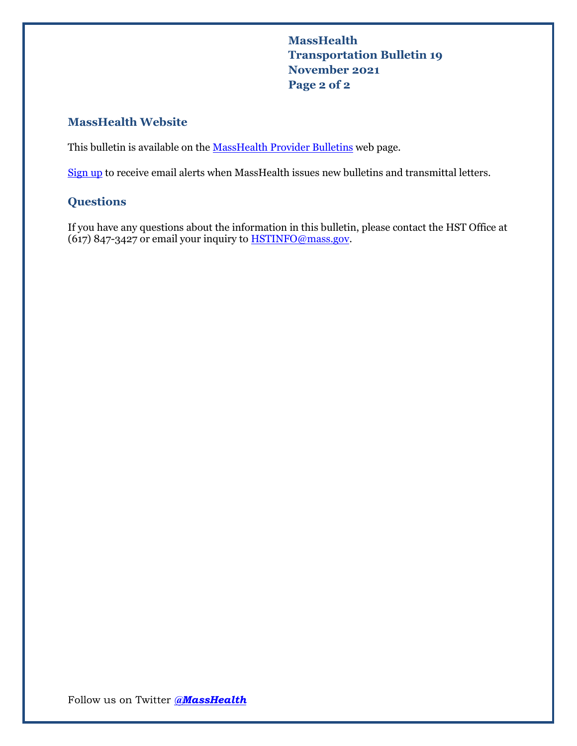## MassHealth Website

This bulletin is available on the MassHealth Provider Bulletins web page.

Sign up to receive email alerts when MassHealth issues new bulletins and transmittal letters.

## Questions

If you have any questions about the information in this bulletin, please contact the HST Office at (617) 847-3427 or email your inquiry to HSTINFO@mass.gov.

Follow us on Twitter ***@MassHealth***